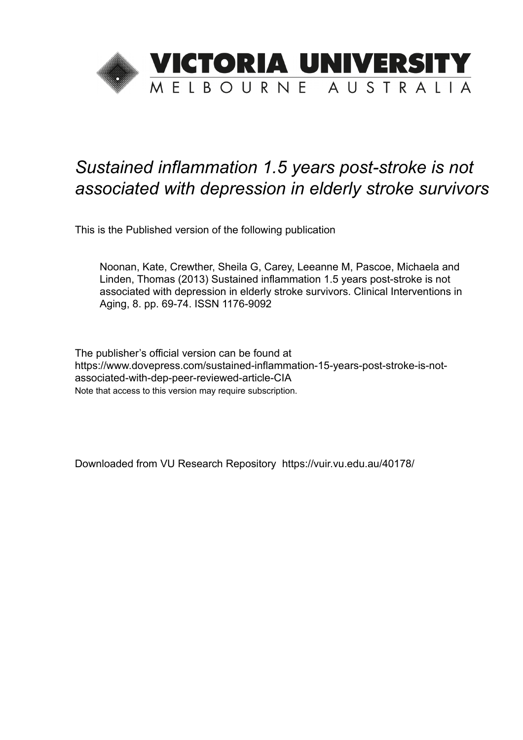# VICTORIA UNIVERSITY
MELBOURNE AUSTRALIA

*Sustained inflammation 1.5 years post-stroke is not associated with depression in elderly stroke survivors*

This is the Published version of the following publication

Noonan, Kate, Crewther, Sheila G, Carey, Leeanne M, Pascoe, Michaela and Linden, Thomas (2013) Sustained inflammation 1.5 years post-stroke is not associated with depression in elderly stroke survivors. Clinical Interventions in Aging, 8. pp. 69-74. ISSN 1176-9092

The publisher's official version can be found at
https://www.dovepress.com/sustained-inflammation-15-years-post-stroke-is-not-associated-with-dep-peer-reviewed-article-CIA
Note that access to this version may require subscription.

Downloaded from VU Research Repository https://vuir.vu.edu.au/40178/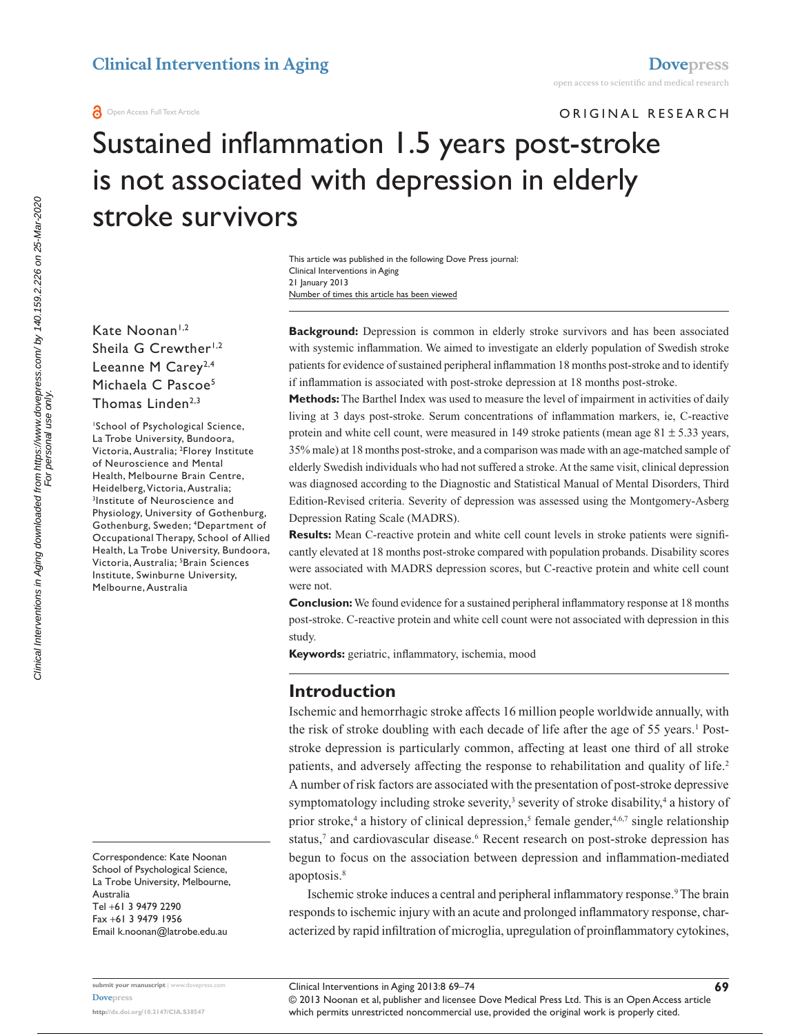Clinical Interventions in Aging

Dovepress
open access to scientific and medical research

Open Access Full Text Article

ORIGINAL RESEARCH

# Sustained inflammation 1.5 years post-stroke is not associated with depression in elderly stroke survivors

This article was published in the following Dove Press journal:
Clinical Interventions in Aging
21 January 2013
Number of times this article has been viewed

Kate Noonan[1,2]
Sheila G Crewther[1,2]
Leeanne M Carey[2,4]
Michaela C Pascoe[5]
Thomas Linden[2,3]

[1]School of Psychological Science, La Trobe University, Bundoora, Victoria, Australia; [2]Florey Institute of Neuroscience and Mental Health, Melbourne Brain Centre, Heidelberg, Victoria, Australia; [3]Institute of Neuroscience and Physiology, University of Gothenburg, Gothenburg, Sweden; [4]Department of Occupational Therapy, School of Allied Health, La Trobe University, Bundoora, Victoria, Australia; [5]Brain Sciences Institute, Swinburne University, Melbourne, Australia

Correspondence: Kate Noonan
School of Psychological Science, La Trobe University, Melbourne, Australia
Tel +61 3 9479 2290
Fax +61 3 9479 1956
Email k.noonan@latrobe.edu.au

**Background:** Depression is common in elderly stroke survivors and has been associated with systemic inflammation. We aimed to investigate an elderly population of Swedish stroke patients for evidence of sustained peripheral inflammation 18 months post-stroke and to identify if inflammation is associated with post-stroke depression at 18 months post-stroke.

**Methods:** The Barthel Index was used to measure the level of impairment in activities of daily living at 3 days post-stroke. Serum concentrations of inflammation markers, ie, C-reactive protein and white cell count, were measured in 149 stroke patients (mean age 81 ± 5.33 years, 35% male) at 18 months post-stroke, and a comparison was made with an age-matched sample of elderly Swedish individuals who had not suffered a stroke. At the same visit, clinical depression was diagnosed according to the Diagnostic and Statistical Manual of Mental Disorders, Third Edition-Revised criteria. Severity of depression was assessed using the Montgomery-Asberg Depression Rating Scale (MADRS).

**Results:** Mean C-reactive protein and white cell count levels in stroke patients were significantly elevated at 18 months post-stroke compared with population probands. Disability scores were associated with MADRS depression scores, but C-reactive protein and white cell count were not.

**Conclusion:** We found evidence for a sustained peripheral inflammatory response at 18 months post-stroke. C-reactive protein and white cell count were not associated with depression in this study.

**Keywords:** geriatric, inflammatory, ischemia, mood

## Introduction

Ischemic and hemorrhagic stroke affects 16 million people worldwide annually, with the risk of stroke doubling with each decade of life after the age of 55 years.[1] Post-stroke depression is particularly common, affecting at least one third of all stroke patients, and adversely affecting the response to rehabilitation and quality of life.[2] A number of risk factors are associated with the presentation of post-stroke depressive symptomatology including stroke severity,[3] severity of stroke disability,[4] a history of prior stroke,[4] a history of clinical depression,[5] female gender,[4,6,7] single relationship status,[7] and cardiovascular disease.[6] Recent research on post-stroke depression has begun to focus on the association between depression and inflammation-mediated apoptosis.[8]

Ischemic stroke induces a central and peripheral inflammatory response.[9] The brain responds to ischemic injury with an acute and prolonged inflammatory response, characterized by rapid infiltration of microglia, upregulation of proinflammatory cytokines,

submit your manuscript | www.dovepress.com
Dovepress
http://dx.doi.org/10.2147/CIA.S38547

© 2013 Noonan et al, publisher and licensee Dove Medical Press Ltd. This is an Open Access article which permits unrestricted noncommercial use, provided the original work is properly cited.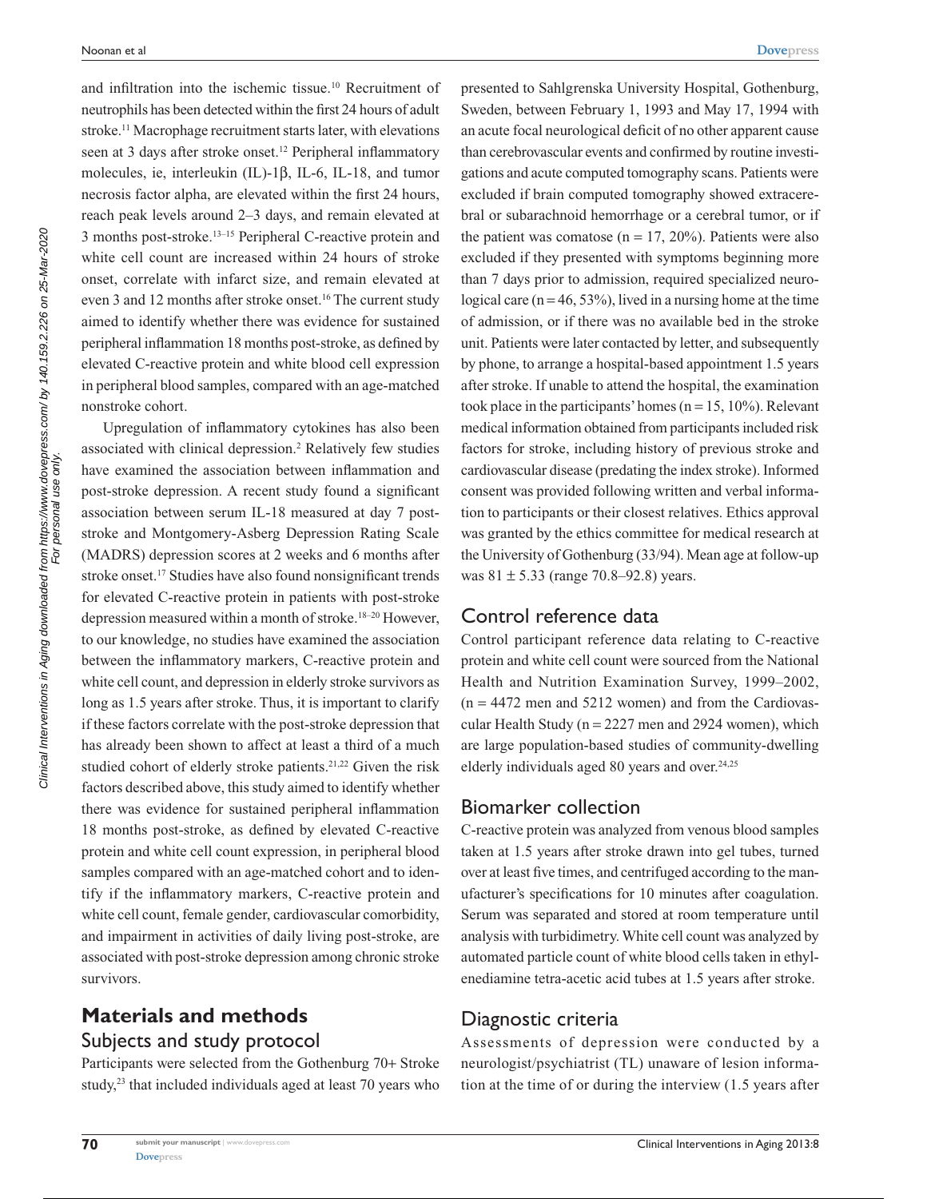and infiltration into the ischemic tissue.[10] Recruitment of neutrophils has been detected within the first 24 hours of adult stroke.[11] Macrophage recruitment starts later, with elevations seen at 3 days after stroke onset.[12] Peripheral inflammatory molecules, ie, interleukin (IL)-1β, IL-6, IL-18, and tumor necrosis factor alpha, are elevated within the first 24 hours, reach peak levels around 2–3 days, and remain elevated at 3 months post-stroke.[13–15] Peripheral C-reactive protein and white cell count are increased within 24 hours of stroke onset, correlate with infarct size, and remain elevated at even 3 and 12 months after stroke onset.[16] The current study aimed to identify whether there was evidence for sustained peripheral inflammation 18 months post-stroke, as defined by elevated C-reactive protein and white blood cell expression in peripheral blood samples, compared with an age-matched nonstroke cohort.

Upregulation of inflammatory cytokines has also been associated with clinical depression.[2] Relatively few studies have examined the association between inflammation and post-stroke depression. A recent study found a significant association between serum IL-18 measured at day 7 post-stroke and Montgomery-Asberg Depression Rating Scale (MADRS) depression scores at 2 weeks and 6 months after stroke onset.[17] Studies have also found nonsignificant trends for elevated C-reactive protein in patients with post-stroke depression measured within a month of stroke.[18–20] However, to our knowledge, no studies have examined the association between the inflammatory markers, C-reactive protein and white cell count, and depression in elderly stroke survivors as long as 1.5 years after stroke. Thus, it is important to clarify if these factors correlate with the post-stroke depression that has already been shown to affect at least a third of a much studied cohort of elderly stroke patients.[21,22] Given the risk factors described above, this study aimed to identify whether there was evidence for sustained peripheral inflammation 18 months post-stroke, as defined by elevated C-reactive protein and white cell count expression, in peripheral blood samples compared with an age-matched cohort and to identify if the inflammatory markers, C-reactive protein and white cell count, female gender, cardiovascular comorbidity, and impairment in activities of daily living post-stroke, are associated with post-stroke depression among chronic stroke survivors.

## Materials and methods

### Subjects and study protocol

Participants were selected from the Gothenburg 70+ Stroke study,[23] that included individuals aged at least 70 years who presented to Sahlgrenska University Hospital, Gothenburg, Sweden, between February 1, 1993 and May 17, 1994 with an acute focal neurological deficit of no other apparent cause than cerebrovascular events and confirmed by routine investigations and acute computed tomography scans. Patients were excluded if brain computed tomography showed extracerebral or subarachnoid hemorrhage or a cerebral tumor, or if the patient was comatose (n = 17, 20%). Patients were also excluded if they presented with symptoms beginning more than 7 days prior to admission, required specialized neurological care (n = 46, 53%), lived in a nursing home at the time of admission, or if there was no available bed in the stroke unit. Patients were later contacted by letter, and subsequently by phone, to arrange a hospital-based appointment 1.5 years after stroke. If unable to attend the hospital, the examination took place in the participants' homes (n = 15, 10%). Relevant medical information obtained from participants included risk factors for stroke, including history of previous stroke and cardiovascular disease (predating the index stroke). Informed consent was provided following written and verbal information to participants or their closest relatives. Ethics approval was granted by the ethics committee for medical research at the University of Gothenburg (33/94). Mean age at follow-up was 81 ± 5.33 (range 70.8–92.8) years.

### Control reference data

Control participant reference data relating to C-reactive protein and white cell count were sourced from the National Health and Nutrition Examination Survey, 1999–2002, (n = 4472 men and 5212 women) and from the Cardiovascular Health Study (n = 2227 men and 2924 women), which are large population-based studies of community-dwelling elderly individuals aged 80 years and over.[24,25]

### Biomarker collection

C-reactive protein was analyzed from venous blood samples taken at 1.5 years after stroke drawn into gel tubes, turned over at least five times, and centrifuged according to the manufacturer's specifications for 10 minutes after coagulation. Serum was separated and stored at room temperature until analysis with turbidimetry. White cell count was analyzed by automated particle count of white blood cells taken in ethylenediamine tetra-acetic acid tubes at 1.5 years after stroke.

### Diagnostic criteria

Assessments of depression were conducted by a neurologist/psychiatrist (TL) unaware of lesion information at the time of or during the interview (1.5 years after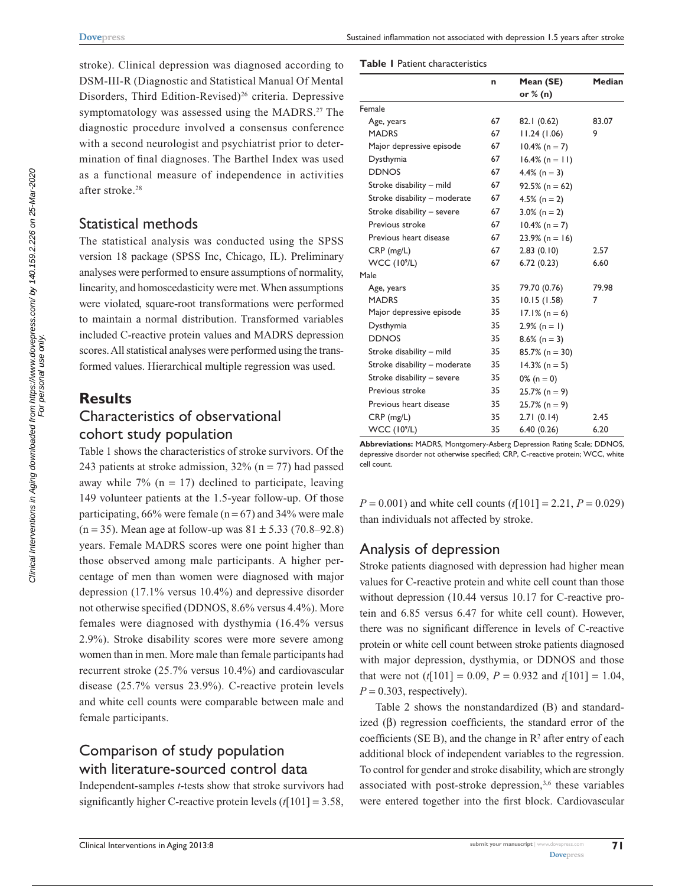stroke). Clinical depression was diagnosed according to DSM-III-R (Diagnostic and Statistical Manual Of Mental Disorders, Third Edition-Revised)[26] criteria. Depressive symptomatology was assessed using the MADRS.[27] The diagnostic procedure involved a consensus conference with a second neurologist and psychiatrist prior to determination of final diagnoses. The Barthel Index was used as a functional measure of independence in activities after stroke.[28]

## Statistical methods

The statistical analysis was conducted using the SPSS version 18 package (SPSS Inc, Chicago, IL). Preliminary analyses were performed to ensure assumptions of normality, linearity, and homoscedasticity were met. When assumptions were violated, square-root transformations were performed to maintain a normal distribution. Transformed variables included C-reactive protein values and MADRS depression scores. All statistical analyses were performed using the transformed values. Hierarchical multiple regression was used.

# Results

## Characteristics of observational cohort study population

Table 1 shows the characteristics of stroke survivors. Of the 243 patients at stroke admission, 32% (n = 77) had passed away while 7% (n = 17) declined to participate, leaving 149 volunteer patients at the 1.5-year follow-up. Of those participating, 66% were female (n = 67) and 34% were male (n = 35). Mean age at follow-up was 81 ± 5.33 (70.8–92.8) years. Female MADRS scores were one point higher than those observed among male participants. A higher percentage of men than women were diagnosed with major depression (17.1% versus 10.4%) and depressive disorder not otherwise specified (DDNOS, 8.6% versus 4.4%). More females were diagnosed with dysthymia (16.4% versus 2.9%). Stroke disability scores were more severe among women than in men. More male than female participants had recurrent stroke (25.7% versus 10.4%) and cardiovascular disease (25.7% versus 23.9%). C-reactive protein levels and white cell counts were comparable between male and female participants.

**Table 1** Patient characteristics

| | n | Mean (SE) or % (n) | Median |
|---|---|---|---|
| Female | | | |
| Age, years | 67 | 82.1 (0.62) | 83.07 |
| MADRS | 67 | 11.24 (1.06) | 9 |
| Major depressive episode | 67 | 10.4% (n = 7) | |
| Dysthymia | 67 | 16.4% (n = 11) | |
| DDNOS | 67 | 4.4% (n = 3) | |
| Stroke disability – mild | 67 | 92.5% (n = 62) | |
| Stroke disability – moderate | 67 | 4.5% (n = 2) | |
| Stroke disability – severe | 67 | 3.0% (n = 2) | |
| Previous stroke | 67 | 10.4% (n = 7) | |
| Previous heart disease | 67 | 23.9% (n = 16) | |
| CRP (mg/L) | 67 | 2.83 (0.10) | 2.57 |
| WCC ($10^9$/L) | 67 | 6.72 (0.23) | 6.60 |
| Male | | | |
| Age, years | 35 | 79.70 (0.76) | 79.98 |
| MADRS | 35 | 10.15 (1.58) | 7 |
| Major depressive episode | 35 | 17.1% (n = 6) | |
| Dysthymia | 35 | 2.9% (n = 1) | |
| DDNOS | 35 | 8.6% (n = 3) | |
| Stroke disability – mild | 35 | 85.7% (n = 30) | |
| Stroke disability – moderate | 35 | 14.3% (n = 5) | |
| Stroke disability – severe | 35 | 0% (n = 0) | |
| Previous stroke | 35 | 25.7% (n = 9) | |
| Previous heart disease | 35 | 25.7% (n = 9) | |
| CRP (mg/L) | 35 | 2.71 (0.14) | 2.45 |
| WCC ($10^9$/L) | 35 | 6.40 (0.26) | 6.20 |

**Abbreviations:** MADRS, Montgomery-Asberg Depression Rating Scale; DDNOS, depressive disorder not otherwise specified; CRP, C-reactive protein; WCC, white cell count.

## Comparison of study population with literature-sourced control data

Independent-samples *t*-tests show that stroke survivors had significantly higher C-reactive protein levels ($t[101] = 3.58$, $P = 0.001$) and white cell counts ($t[101] = 2.21$, $P = 0.029$) than individuals not affected by stroke.

## Analysis of depression

Stroke patients diagnosed with depression had higher mean values for C-reactive protein and white cell count than those without depression (10.44 versus 10.17 for C-reactive protein and 6.85 versus 6.47 for white cell count). However, there was no significant difference in levels of C-reactive protein or white cell count between stroke patients diagnosed with major depression, dysthymia, or DDNOS and those that were not ($t[101] = 0.09$, $P = 0.932$ and $t[101] = 1.04$, $P = 0.303$, respectively).

Table 2 shows the nonstandardized (B) and standardized (β) regression coefficients, the standard error of the coefficients (SE B), and the change in $R^2$ after entry of each additional block of independent variables to the regression. To control for gender and stroke disability, which are strongly associated with post-stroke depression,[3,6] these variables were entered together into the first block. Cardiovascular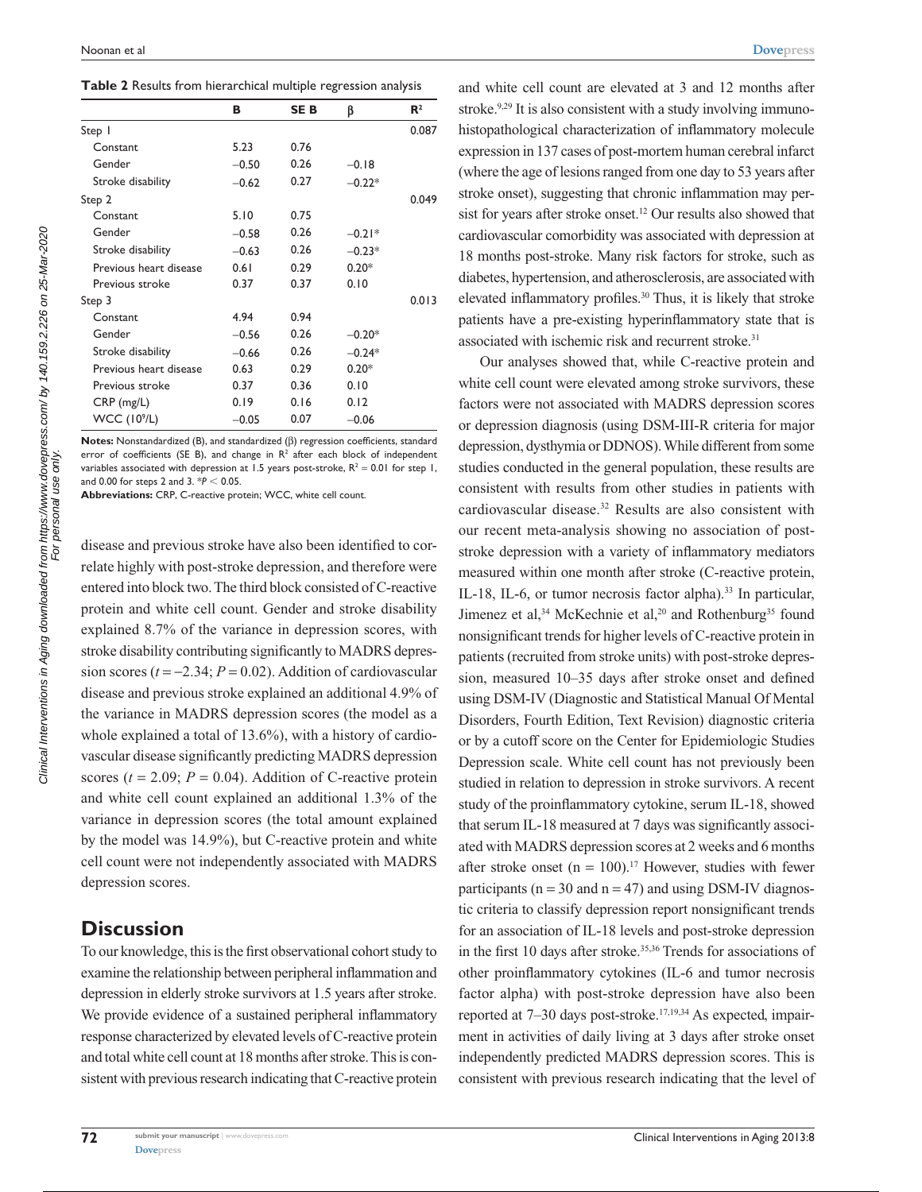**Table 2** Results from hierarchical multiple regression analysis

| | B | SE B | β | $R^2$ |
|---|---|---|---|---|
| Step 1 | | | | 0.087 |
| Constant | 5.23 | 0.76 | | |
| Gender | −0.50 | 0.26 | −0.18 | |
| Stroke disability | −0.62 | 0.27 | −0.22* | |
| Step 2 | | | | 0.049 |
| Constant | 5.10 | 0.75 | | |
| Gender | −0.58 | 0.26 | −0.21* | |
| Stroke disability | −0.63 | 0.26 | −0.23* | |
| Previous heart disease | 0.61 | 0.29 | 0.20* | |
| Previous stroke | 0.37 | 0.37 | 0.10 | |
| Step 3 | | | | 0.013 |
| Constant | 4.94 | 0.94 | | |
| Gender | −0.56 | 0.26 | −0.20* | |
| Stroke disability | −0.66 | 0.26 | −0.24* | |
| Previous heart disease | 0.63 | 0.29 | 0.20* | |
| Previous stroke | 0.37 | 0.36 | 0.10 | |
| CRP (mg/L) | 0.19 | 0.16 | 0.12 | |
| WCC ($10^9$/L) | −0.05 | 0.07 | −0.06 | |

**Notes:** Nonstandardized (B), and standardized (β) regression coefficients, standard error of coefficients (SE B), and change in $R^2$ after each block of independent variables associated with depression at 1.5 years post-stroke, $R^2 = 0.01$ for step 1, and 0.00 for steps 2 and 3. *$P < 0.05$.

**Abbreviations:** CRP, C-reactive protein; WCC, white cell count.

disease and previous stroke have also been identified to correlate highly with post-stroke depression, and therefore were entered into block two. The third block consisted of C-reactive protein and white cell count. Gender and stroke disability explained 8.7% of the variance in depression scores, with stroke disability contributing significantly to MADRS depression scores ($t = -2.34$; $P = 0.02$). Addition of cardiovascular disease and previous stroke explained an additional 4.9% of the variance in MADRS depression scores (the model as a whole explained a total of 13.6%), with a history of cardiovascular disease significantly predicting MADRS depression scores ($t = 2.09$; $P = 0.04$). Addition of C-reactive protein and white cell count explained an additional 1.3% of the variance in depression scores (the total amount explained by the model was 14.9%), but C-reactive protein and white cell count were not independently associated with MADRS depression scores.

## Discussion

To our knowledge, this is the first observational cohort study to examine the relationship between peripheral inflammation and depression in elderly stroke survivors at 1.5 years after stroke. We provide evidence of a sustained peripheral inflammatory response characterized by elevated levels of C-reactive protein and total white cell count at 18 months after stroke. This is consistent with previous research indicating that C-reactive protein and white cell count are elevated at 3 and 12 months after stroke.[9,29] It is also consistent with a study involving immunohistopathological characterization of inflammatory molecule expression in 137 cases of post-mortem human cerebral infarct (where the age of lesions ranged from one day to 53 years after stroke onset), suggesting that chronic inflammation may persist for years after stroke onset.[12] Our results also showed that cardiovascular comorbidity was associated with depression at 18 months post-stroke. Many risk factors for stroke, such as diabetes, hypertension, and atherosclerosis, are associated with elevated inflammatory profiles.[30] Thus, it is likely that stroke patients have a pre-existing hyperinflammatory state that is associated with ischemic risk and recurrent stroke.[31]

Our analyses showed that, while C-reactive protein and white cell count were elevated among stroke survivors, these factors were not associated with MADRS depression scores or depression diagnosis (using DSM-III-R criteria for major depression, dysthymia or DDNOS). While different from some studies conducted in the general population, these results are consistent with results from other studies in patients with cardiovascular disease.[32] Results are also consistent with our recent meta-analysis showing no association of post-stroke depression with a variety of inflammatory mediators measured within one month after stroke (C-reactive protein, IL-18, IL-6, or tumor necrosis factor alpha).[33] In particular, Jimenez et al,[34] McKechnie et al,[20] and Rothenburg[35] found nonsignificant trends for higher levels of C-reactive protein in patients (recruited from stroke units) with post-stroke depression, measured 10–35 days after stroke onset and defined using DSM-IV (Diagnostic and Statistical Manual Of Mental Disorders, Fourth Edition, Text Revision) diagnostic criteria or by a cutoff score on the Center for Epidemiologic Studies Depression scale. White cell count has not previously been studied in relation to depression in stroke survivors. A recent study of the proinflammatory cytokine, serum IL-18, showed that serum IL-18 measured at 7 days was significantly associated with MADRS depression scores at 2 weeks and 6 months after stroke onset (n = 100).[17] However, studies with fewer participants (n = 30 and n = 47) and using DSM-IV diagnostic criteria to classify depression report nonsignificant trends for an association of IL-18 levels and post-stroke depression in the first 10 days after stroke.[35,36] Trends for associations of other proinflammatory cytokines (IL-6 and tumor necrosis factor alpha) with post-stroke depression have also been reported at 7–30 days post-stroke.[17,19,34] As expected, impairment in activities of daily living at 3 days after stroke onset independently predicted MADRS depression scores. This is consistent with previous research indicating that the level of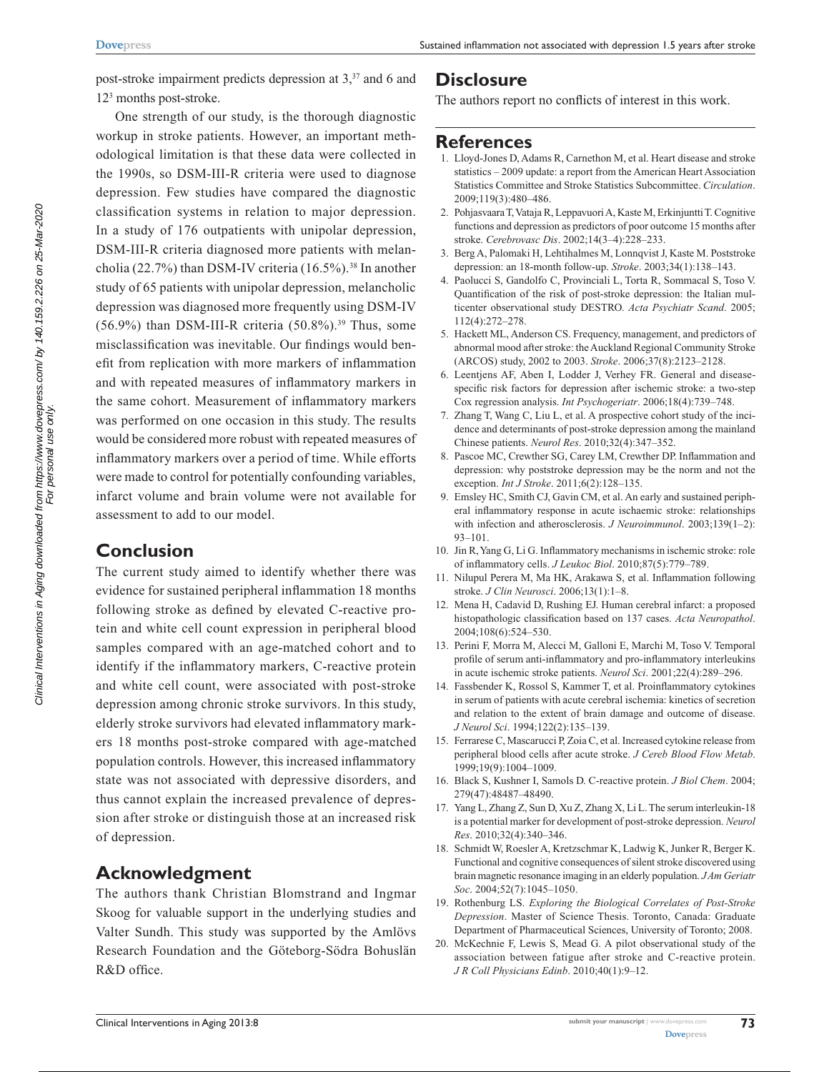post-stroke impairment predicts depression at 3,[37] and 6 and 12[3] months post-stroke.

One strength of our study, is the thorough diagnostic workup in stroke patients. However, an important methodological limitation is that these data were collected in the 1990s, so DSM-III-R criteria were used to diagnose depression. Few studies have compared the diagnostic classification systems in relation to major depression. In a study of 176 outpatients with unipolar depression, DSM-III-R criteria diagnosed more patients with melancholia (22.7%) than DSM-IV criteria (16.5%).[38] In another study of 65 patients with unipolar depression, melancholic depression was diagnosed more frequently using DSM-IV (56.9%) than DSM-III-R criteria (50.8%).[39] Thus, some misclassification was inevitable. Our findings would benefit from replication with more markers of inflammation and with repeated measures of inflammatory markers in the same cohort. Measurement of inflammatory markers was performed on one occasion in this study. The results would be considered more robust with repeated measures of inflammatory markers over a period of time. While efforts were made to control for potentially confounding variables, infarct volume and brain volume were not available for assessment to add to our model.

## Conclusion

The current study aimed to identify whether there was evidence for sustained peripheral inflammation 18 months following stroke as defined by elevated C-reactive protein and white cell count expression in peripheral blood samples compared with an age-matched cohort and to identify if the inflammatory markers, C-reactive protein and white cell count, were associated with post-stroke depression among chronic stroke survivors. In this study, elderly stroke survivors had elevated inflammatory markers 18 months post-stroke compared with age-matched population controls. However, this increased inflammatory state was not associated with depressive disorders, and thus cannot explain the increased prevalence of depression after stroke or distinguish those at an increased risk of depression.

## Acknowledgment

The authors thank Christian Blomstrand and Ingmar Skoog for valuable support in the underlying studies and Valter Sundh. This study was supported by the Amlövs Research Foundation and the Göteborg-Södra Bohuslän R&D office.

## Disclosure

The authors report no conflicts of interest in this work.

## References

1. Lloyd-Jones D, Adams R, Carnethon M, et al. Heart disease and stroke statistics – 2009 update: a report from the American Heart Association Statistics Committee and Stroke Statistics Subcommittee. *Circulation*. 2009;119(3):480–486.
2. Pohjasvaara T, Vataja R, Leppavuori A, Kaste M, Erkinjuntti T. Cognitive functions and depression as predictors of poor outcome 15 months after stroke. *Cerebrovasc Dis*. 2002;14(3–4):228–233.
3. Berg A, Palomaki H, Lehtihalmes M, Lonnqvist J, Kaste M. Poststroke depression: an 18-month follow-up. *Stroke*. 2003;34(1):138–143.
4. Paolucci S, Gandolfo C, Provinciali L, Torta R, Sommacal S, Toso V. Quantification of the risk of post-stroke depression: the Italian multicenter observational study DESTRO. *Acta Psychiatr Scand*. 2005; 112(4):272–278.
5. Hackett ML, Anderson CS. Frequency, management, and predictors of abnormal mood after stroke: the Auckland Regional Community Stroke (ARCOS) study, 2002 to 2003. *Stroke*. 2006;37(8):2123–2128.
6. Leentjens AF, Aben I, Lodder J, Verhey FR. General and disease-specific risk factors for depression after ischemic stroke: a two-step Cox regression analysis. *Int Psychogeriatr*. 2006;18(4):739–748.
7. Zhang T, Wang C, Liu L, et al. A prospective cohort study of the incidence and determinants of post-stroke depression among the mainland Chinese patients. *Neurol Res*. 2010;32(4):347–352.
8. Pascoe MC, Crewther SG, Carey LM, Crewther DP. Inflammation and depression: why poststroke depression may be the norm and not the exception. *Int J Stroke*. 2011;6(2):128–135.
9. Emsley HC, Smith CJ, Gavin CM, et al. An early and sustained peripheral inflammatory response in acute ischaemic stroke: relationships with infection and atherosclerosis. *J Neuroimmunol*. 2003;139(1–2): 93–101.
10. Jin R, Yang G, Li G. Inflammatory mechanisms in ischemic stroke: role of inflammatory cells. *J Leukoc Biol*. 2010;87(5):779–789.
11. Nilupul Perera M, Ma HK, Arakawa S, et al. Inflammation following stroke. *J Clin Neurosci*. 2006;13(1):1–8.
12. Mena H, Cadavid D, Rushing EJ. Human cerebral infarct: a proposed histopathologic classification based on 137 cases. *Acta Neuropathol*. 2004;108(6):524–530.
13. Perini F, Morra M, Alecci M, Galloni E, Marchi M, Toso V. Temporal profile of serum anti-inflammatory and pro-inflammatory interleukins in acute ischemic stroke patients. *Neurol Sci*. 2001;22(4):289–296.
14. Fassbender K, Rossol S, Kammer T, et al. Proinflammatory cytokines in serum of patients with acute cerebral ischemia: kinetics of secretion and relation to the extent of brain damage and outcome of disease. *J Neurol Sci*. 1994;122(2):135–139.
15. Ferrarese C, Mascarucci P, Zoia C, et al. Increased cytokine release from peripheral blood cells after acute stroke. *J Cereb Blood Flow Metab*. 1999;19(9):1004–1009.
16. Black S, Kushner I, Samols D. C-reactive protein. *J Biol Chem*. 2004; 279(47):48487–48490.
17. Yang L, Zhang Z, Sun D, Xu Z, Zhang X, Li L. The serum interleukin-18 is a potential marker for development of post-stroke depression. *Neurol Res*. 2010;32(4):340–346.
18. Schmidt W, Roesler A, Kretzschmar K, Ladwig K, Junker R, Berger K. Functional and cognitive consequences of silent stroke discovered using brain magnetic resonance imaging in an elderly population. *J Am Geriatr Soc*. 2004;52(7):1045–1050.
19. Rothenburg LS. *Exploring the Biological Correlates of Post-Stroke Depression*. Master of Science Thesis. Toronto, Canada: Graduate Department of Pharmaceutical Sciences, University of Toronto; 2008.
20. McKechnie F, Lewis S, Mead G. A pilot observational study of the association between fatigue after stroke and C-reactive protein. *J R Coll Physicians Edinb*. 2010;40(1):9–12.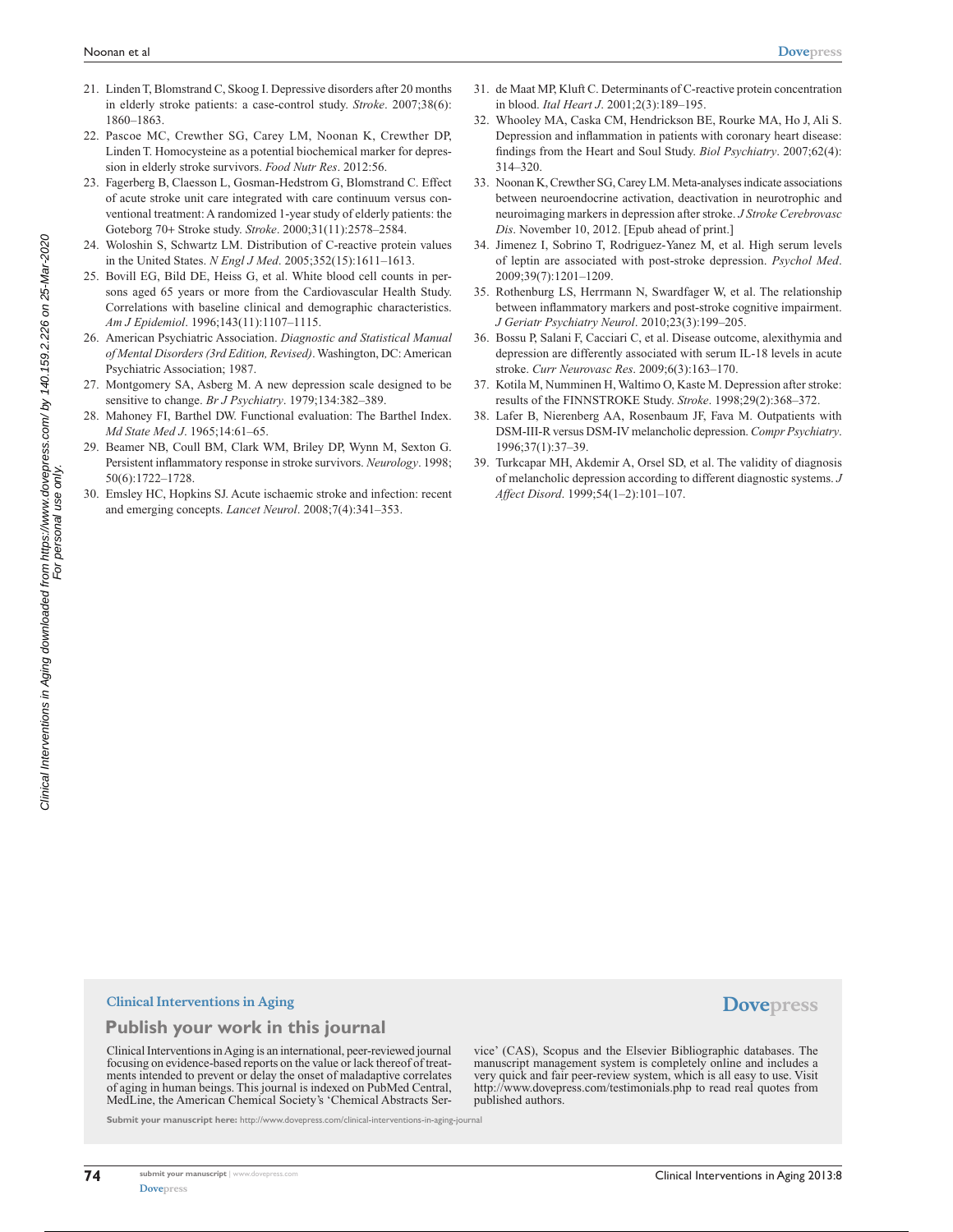21. Linden T, Blomstrand C, Skoog I. Depressive disorders after 20 months in elderly stroke patients: a case-control study. *Stroke*. 2007;38(6): 1860–1863.
22. Pascoe MC, Crewther SG, Carey LM, Noonan K, Crewther DP, Linden T. Homocysteine as a potential biochemical marker for depression in elderly stroke survivors. *Food Nutr Res*. 2012:56.
23. Fagerberg B, Claesson L, Gosman-Hedstrom G, Blomstrand C. Effect of acute stroke unit care integrated with care continuum versus conventional treatment: A randomized 1-year study of elderly patients: the Goteborg 70+ Stroke study. *Stroke*. 2000;31(11):2578–2584.
24. Woloshin S, Schwartz LM. Distribution of C-reactive protein values in the United States. *N Engl J Med*. 2005;352(15):1611–1613.
25. Bovill EG, Bild DE, Heiss G, et al. White blood cell counts in persons aged 65 years or more from the Cardiovascular Health Study. Correlations with baseline clinical and demographic characteristics. *Am J Epidemiol*. 1996;143(11):1107–1115.
26. American Psychiatric Association. *Diagnostic and Statistical Manual of Mental Disorders (3rd Edition, Revised)*. Washington, DC: American Psychiatric Association; 1987.
27. Montgomery SA, Asberg M. A new depression scale designed to be sensitive to change. *Br J Psychiatry*. 1979;134:382–389.
28. Mahoney FI, Barthel DW. Functional evaluation: The Barthel Index. *Md State Med J*. 1965;14:61–65.
29. Beamer NB, Coull BM, Clark WM, Briley DP, Wynn M, Sexton G. Persistent inflammatory response in stroke survivors. *Neurology*. 1998; 50(6):1722–1728.
30. Emsley HC, Hopkins SJ. Acute ischaemic stroke and infection: recent and emerging concepts. *Lancet Neurol*. 2008;7(4):341–353.
31. de Maat MP, Kluft C. Determinants of C-reactive protein concentration in blood. *Ital Heart J*. 2001;2(3):189–195.
32. Whooley MA, Caska CM, Hendrickson BE, Rourke MA, Ho J, Ali S. Depression and inflammation in patients with coronary heart disease: findings from the Heart and Soul Study. *Biol Psychiatry*. 2007;62(4): 314–320.
33. Noonan K, Crewther SG, Carey LM. Meta-analyses indicate associations between neuroendocrine activation, deactivation in neurotrophic and neuroimaging markers in depression after stroke. *J Stroke Cerebrovasc Dis*. November 10, 2012. [Epub ahead of print.]
34. Jimenez I, Sobrino T, Rodriguez-Yanez M, et al. High serum levels of leptin are associated with post-stroke depression. *Psychol Med*. 2009;39(7):1201–1209.
35. Rothenburg LS, Herrmann N, Swardfager W, et al. The relationship between inflammatory markers and post-stroke cognitive impairment. *J Geriatr Psychiatry Neurol*. 2010;23(3):199–205.
36. Bossu P, Salani F, Cacciari C, et al. Disease outcome, alexithymia and depression are differently associated with serum IL-18 levels in acute stroke. *Curr Neurovasc Res*. 2009;6(3):163–170.
37. Kotila M, Numminen H, Waltimo O, Kaste M. Depression after stroke: results of the FINNSTROKE Study. *Stroke*. 1998;29(2):368–372.
38. Lafer B, Nierenberg AA, Rosenbaum JF, Fava M. Outpatients with DSM-III-R versus DSM-IV melancholic depression. *Compr Psychiatry*. 1996;37(1):37–39.
39. Turkcapar MH, Akdemir A, Orsel SD, et al. The validity of diagnosis of melancholic depression according to different diagnostic systems. *J Affect Disord*. 1999;54(1–2):101–107.

**Clinical Interventions in Aging**

**Publish your work in this journal**

Clinical Interventions in Aging is an international, peer-reviewed journal focusing on evidence-based reports on the value or lack thereof of treatments intended to prevent or delay the onset of maladaptive correlates of aging in human beings. This journal is indexed on PubMed Central, MedLine, the American Chemical Society's 'Chemical Abstracts Service' (CAS), Scopus and the Elsevier Bibliographic databases. The manuscript management system is completely online and includes a very quick and fair peer-review system, which is all easy to use. Visit http://www.dovepress.com/testimonials.php to read real quotes from published authors.

**Submit your manuscript here:** http://www.dovepress.com/clinical-interventions-in-aging-journal